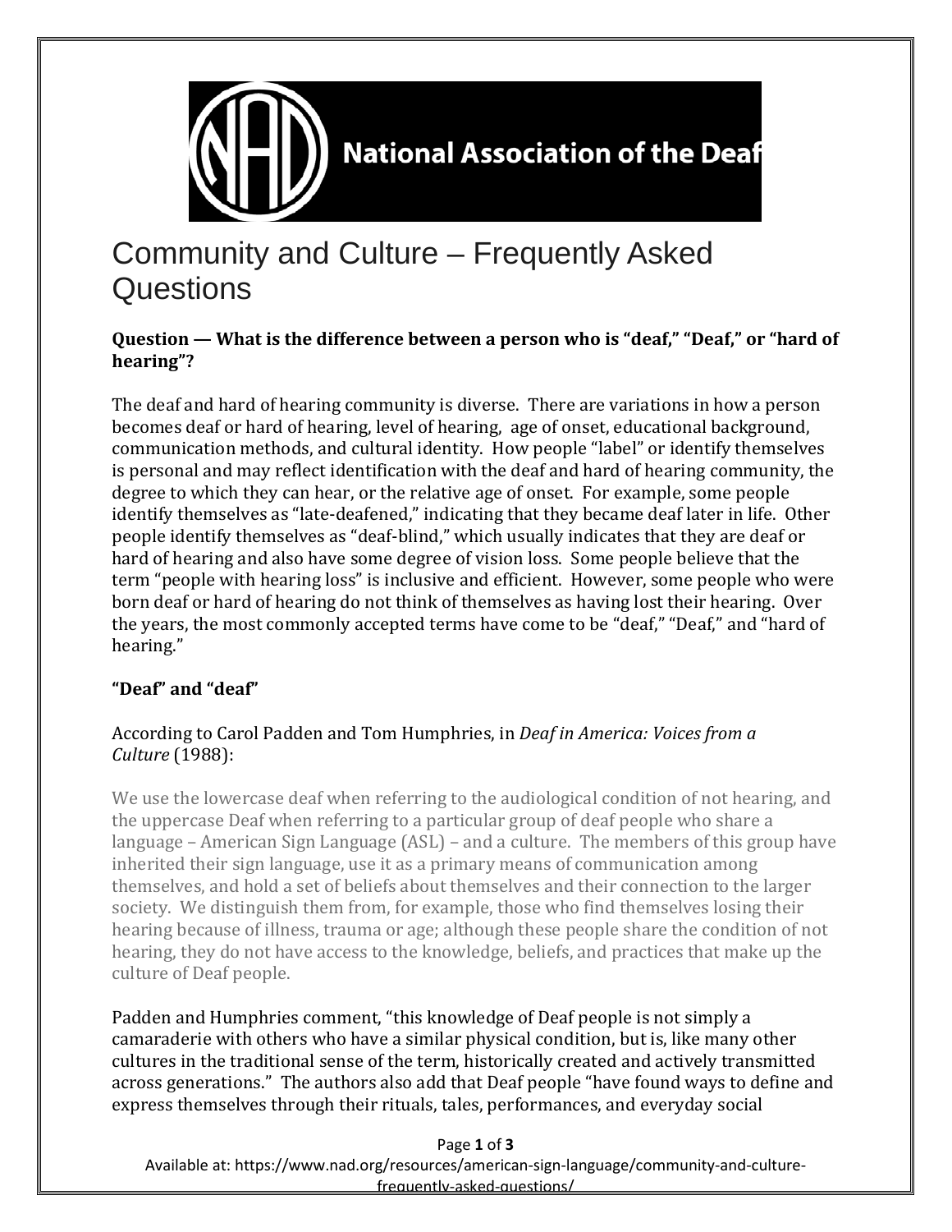**National Association of the Deaf**

# Community and Culture – Frequently Asked Questions

**Question — What is the difference between a person who is "deaf," "Deaf," or "hard of hearing"?**

The deaf and hard of hearing community is diverse. There are variations in how a person becomes deaf or hard of hearing, level of hearing, age of onset, educational background, communication methods, and cultural identity. How people "label" or identify themselves is personal and may reflect identification with the deaf and hard of hearing community, the degree to which they can hear, or the relative age of onset. For example, some people identify themselves as "late-deafened," indicating that they became deaf later in life. Other people identify themselves as "deaf-blind," which usually indicates that they are deaf or hard of hearing and also have some degree of vision loss. Some people believe that the term "people with hearing loss" is inclusive and efficient. However, some people who were born deaf or hard of hearing do not think of themselves as having lost their hearing. Over the years, the most commonly accepted terms have come to be "deaf," "Deaf," and "hard of hearing."

**"Deaf" and "deaf"**

According to Carol Padden and Tom Humphries, in *Deaf in America: Voices from a Culture* (1988):

> We use the lowercase deaf when referring to the audiological condition of not hearing, and the uppercase Deaf when referring to a particular group of deaf people who share a language – American Sign Language (ASL) – and a culture. The members of this group have inherited their sign language, use it as a primary means of communication among themselves, and hold a set of beliefs about themselves and their connection to the larger society. We distinguish them from, for example, those who find themselves losing their hearing because of illness, trauma or age; although these people share the condition of not hearing, they do not have access to the knowledge, beliefs, and practices that make up the culture of Deaf people.

Padden and Humphries comment, "this knowledge of Deaf people is not simply a camaraderie with others who have a similar physical condition, but is, like many other cultures in the traditional sense of the term, historically created and actively transmitted across generations." The authors also add that Deaf people "have found ways to define and express themselves through their rituals, tales, performances, and everyday social

Available at: https://www.nad.org/resources/american-sign-language/community-and-culture-frequently-asked-questions/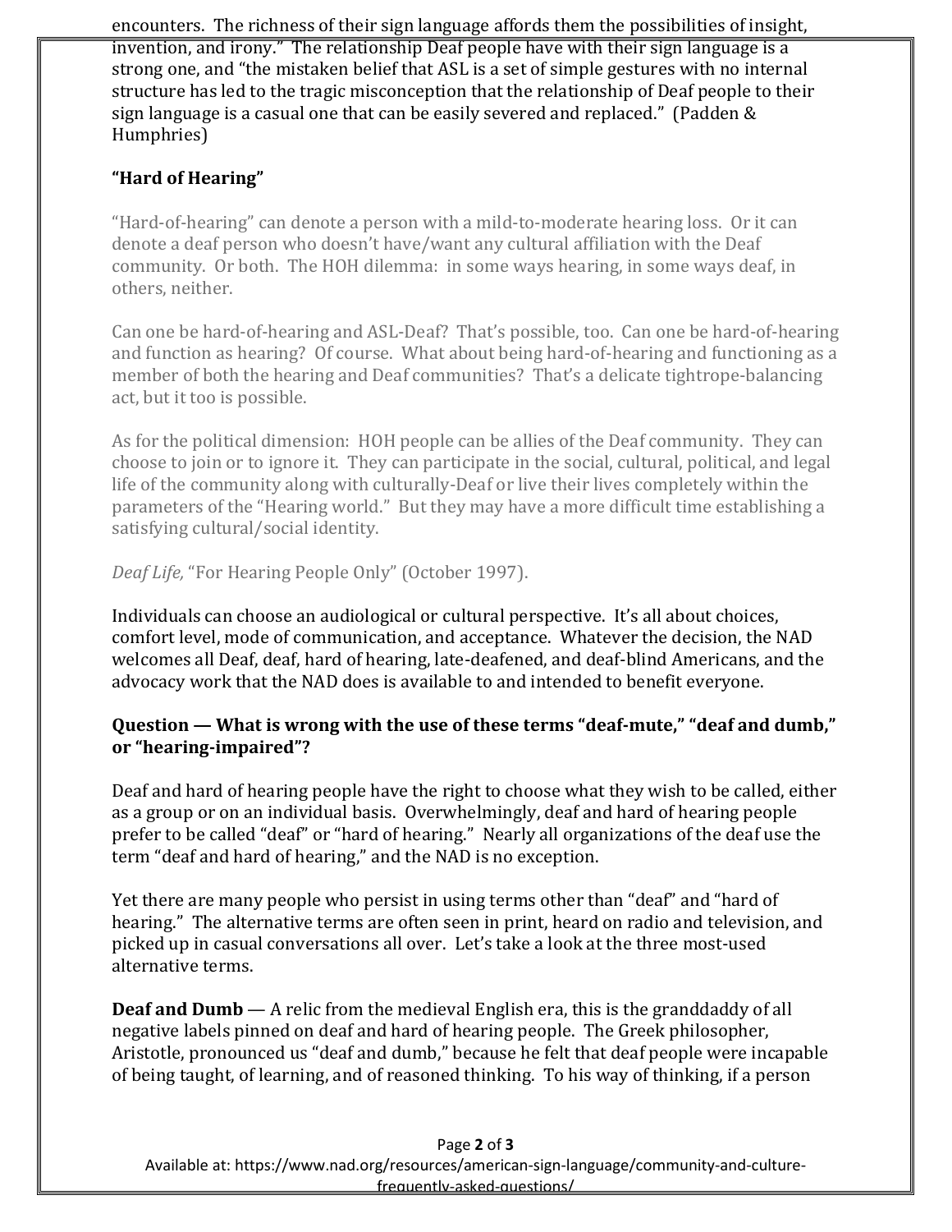encounters. The richness of their sign language affords them the possibilities of insight, invention, and irony." The relationship Deaf people have with their sign language is a strong one, and "the mistaken belief that ASL is a set of simple gestures with no internal structure has led to the tragic misconception that the relationship of Deaf people to their sign language is a casual one that can be easily severed and replaced." (Padden & Humphries)

**"Hard of Hearing"**

"Hard-of-hearing" can denote a person with a mild-to-moderate hearing loss. Or it can denote a deaf person who doesn't have/want any cultural affiliation with the Deaf community. Or both. The HOH dilemma: in some ways hearing, in some ways deaf, in others, neither.

Can one be hard-of-hearing and ASL-Deaf? That's possible, too. Can one be hard-of-hearing and function as hearing? Of course. What about being hard-of-hearing and functioning as a member of both the hearing and Deaf communities? That's a delicate tightrope-balancing act, but it too is possible.

As for the political dimension: HOH people can be allies of the Deaf community. They can choose to join or to ignore it. They can participate in the social, cultural, political, and legal life of the community along with culturally-Deaf or live their lives completely within the parameters of the "Hearing world." But they may have a more difficult time establishing a satisfying cultural/social identity.

*Deaf Life,* "For Hearing People Only" (October 1997).

Individuals can choose an audiological or cultural perspective. It's all about choices, comfort level, mode of communication, and acceptance. Whatever the decision, the NAD welcomes all Deaf, deaf, hard of hearing, late-deafened, and deaf-blind Americans, and the advocacy work that the NAD does is available to and intended to benefit everyone.

**Question — What is wrong with the use of these terms "deaf-mute," "deaf and dumb," or "hearing-impaired"?**

Deaf and hard of hearing people have the right to choose what they wish to be called, either as a group or on an individual basis. Overwhelmingly, deaf and hard of hearing people prefer to be called "deaf" or "hard of hearing." Nearly all organizations of the deaf use the term "deaf and hard of hearing," and the NAD is no exception.

Yet there are many people who persist in using terms other than "deaf" and "hard of hearing." The alternative terms are often seen in print, heard on radio and television, and picked up in casual conversations all over. Let's take a look at the three most-used alternative terms.

**Deaf and Dumb** — A relic from the medieval English era, this is the granddaddy of all negative labels pinned on deaf and hard of hearing people. The Greek philosopher, Aristotle, pronounced us "deaf and dumb," because he felt that deaf people were incapable of being taught, of learning, and of reasoned thinking. To his way of thinking, if a person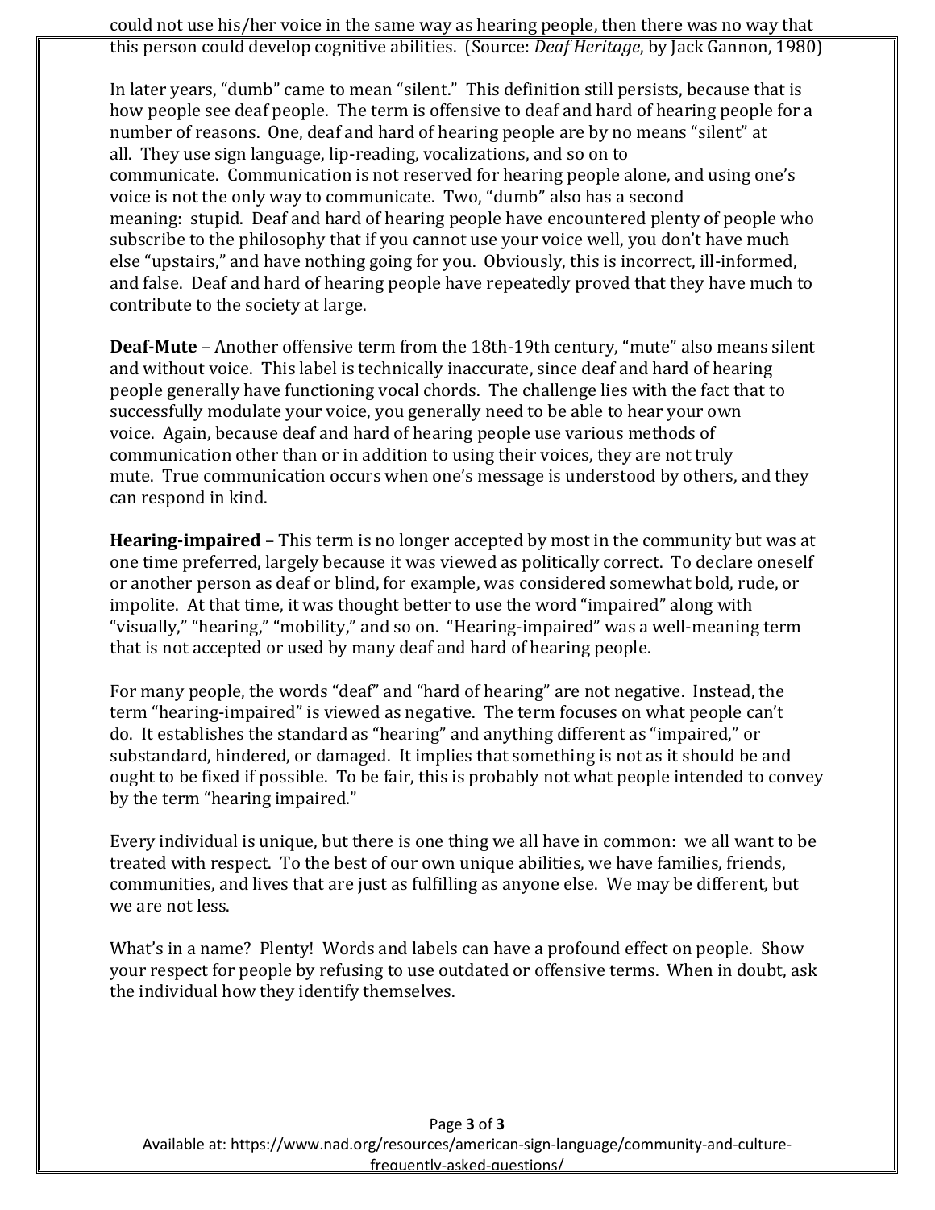could not use his/her voice in the same way as hearing people, then there was no way that this person could develop cognitive abilities. (Source: *Deaf Heritage*, by Jack Gannon, 1980)

In later years, "dumb" came to mean "silent." This definition still persists, because that is how people see deaf people. The term is offensive to deaf and hard of hearing people for a number of reasons. One, deaf and hard of hearing people are by no means "silent" at all. They use sign language, lip-reading, vocalizations, and so on to communicate. Communication is not reserved for hearing people alone, and using one's voice is not the only way to communicate. Two, "dumb" also has a second meaning: stupid. Deaf and hard of hearing people have encountered plenty of people who subscribe to the philosophy that if you cannot use your voice well, you don't have much else "upstairs," and have nothing going for you. Obviously, this is incorrect, ill-informed, and false. Deaf and hard of hearing people have repeatedly proved that they have much to contribute to the society at large.

**Deaf-Mute** – Another offensive term from the 18th-19th century, "mute" also means silent and without voice. This label is technically inaccurate, since deaf and hard of hearing people generally have functioning vocal chords. The challenge lies with the fact that to successfully modulate your voice, you generally need to be able to hear your own voice. Again, because deaf and hard of hearing people use various methods of communication other than or in addition to using their voices, they are not truly mute. True communication occurs when one's message is understood by others, and they can respond in kind.

**Hearing-impaired** – This term is no longer accepted by most in the community but was at one time preferred, largely because it was viewed as politically correct. To declare oneself or another person as deaf or blind, for example, was considered somewhat bold, rude, or impolite. At that time, it was thought better to use the word "impaired" along with "visually," "hearing," "mobility," and so on. "Hearing-impaired" was a well-meaning term that is not accepted or used by many deaf and hard of hearing people.

For many people, the words "deaf" and "hard of hearing" are not negative. Instead, the term "hearing-impaired" is viewed as negative. The term focuses on what people can't do. It establishes the standard as "hearing" and anything different as "impaired," or substandard, hindered, or damaged. It implies that something is not as it should be and ought to be fixed if possible. To be fair, this is probably not what people intended to convey by the term "hearing impaired."

Every individual is unique, but there is one thing we all have in common: we all want to be treated with respect. To the best of our own unique abilities, we have families, friends, communities, and lives that are just as fulfilling as anyone else. We may be different, but we are not less.

What's in a name? Plenty! Words and labels can have a profound effect on people. Show your respect for people by refusing to use outdated or offensive terms. When in doubt, ask the individual how they identify themselves.

Available at: https://www.nad.org/resources/american-sign-language/community-and-culture-frequently-asked-questions/